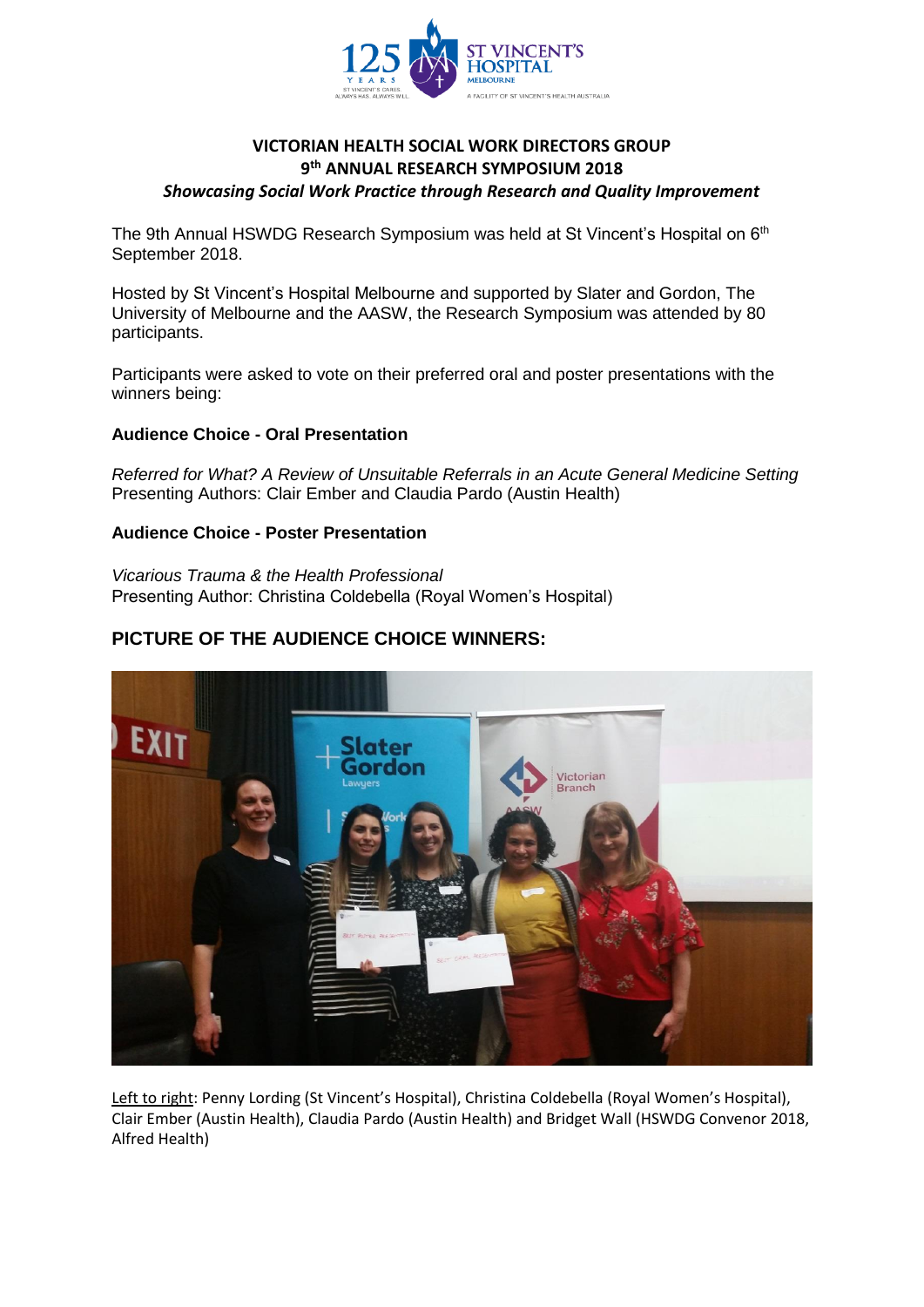# VICTORIAN HEALTH SOCIAL WORK DIRECTORS GROUP
## 9th ANNUAL RESEARCH SYMPOSIUM 2018
### *Showcasing Social Work Practice through Research and Quality Improvement*

The 9th Annual HSWDG Research Symposium was held at St Vincent's Hospital on 6th September 2018.

Hosted by St Vincent's Hospital Melbourne and supported by Slater and Gordon, The University of Melbourne and the AASW, the Research Symposium was attended by 80 participants.

Participants were asked to vote on their preferred oral and poster presentations with the winners being:

**Audience Choice - Oral Presentation**

*Referred for What? A Review of Unsuitable Referrals in an Acute General Medicine Setting*
Presenting Authors: Clair Ember and Claudia Pardo (Austin Health)

**Audience Choice - Poster Presentation**

*Vicarious Trauma & the Health Professional*
Presenting Author: Christina Coldebella (Royal Women's Hospital)

## PICTURE OF THE AUDIENCE CHOICE WINNERS:

Left to right: Penny Lording (St Vincent's Hospital), Christina Coldebella (Royal Women's Hospital), Clair Ember (Austin Health), Claudia Pardo (Austin Health) and Bridget Wall (HSWDG Convenor 2018, Alfred Health)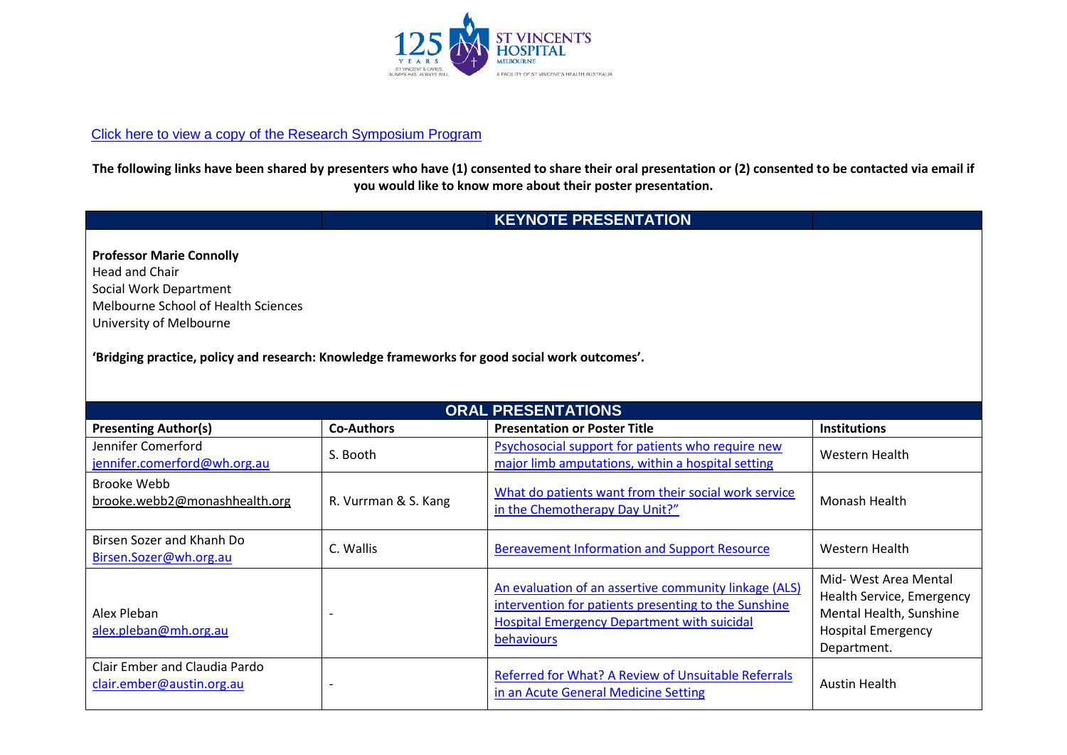[Click here to view a copy of the Research Symposium Program]

**The following links have been shared by presenters who have (1) consented to share their oral presentation or (2) consented to be contacted via email if you would like to know more about their poster presentation.**

## KEYNOTE PRESENTATION

**Professor Marie Connolly**
Head and Chair
Social Work Department
Melbourne School of Health Sciences
University of Melbourne

**'Bridging practice, policy and research: Knowledge frameworks for good social work outcomes'.**

## ORAL PRESENTATIONS

| Presenting Author(s) | Co-Authors | Presentation or Poster Title | Institutions |
|---|---|---|---|
| Jennifer Comerford<br>jennifer.comerford@wh.org.au | S. Booth | Psychosocial support for patients who require new major limb amputations, within a hospital setting | Western Health |
| Brooke Webb<br>brooke.webb2@monashhealth.org | R. Vurrman & S. Kang | What do patients want from their social work service in the Chemotherapy Day Unit?" | Monash Health |
| Birsen Sozer and Khanh Do<br>Birsen.Sozer@wh.org.au | C. Wallis | Bereavement Information and Support Resource | Western Health |
| Alex Pleban<br>alex.pleban@mh.org.au | - | An evaluation of an assertive community linkage (ALS) intervention for patients presenting to the Sunshine Hospital Emergency Department with suicidal behaviours | Mid- West Area Mental Health Service, Emergency Mental Health, Sunshine Hospital Emergency Department. |
| Clair Ember and Claudia Pardo<br>clair.ember@austin.org.au | - | Referred for What? A Review of Unsuitable Referrals in an Acute General Medicine Setting | Austin Health |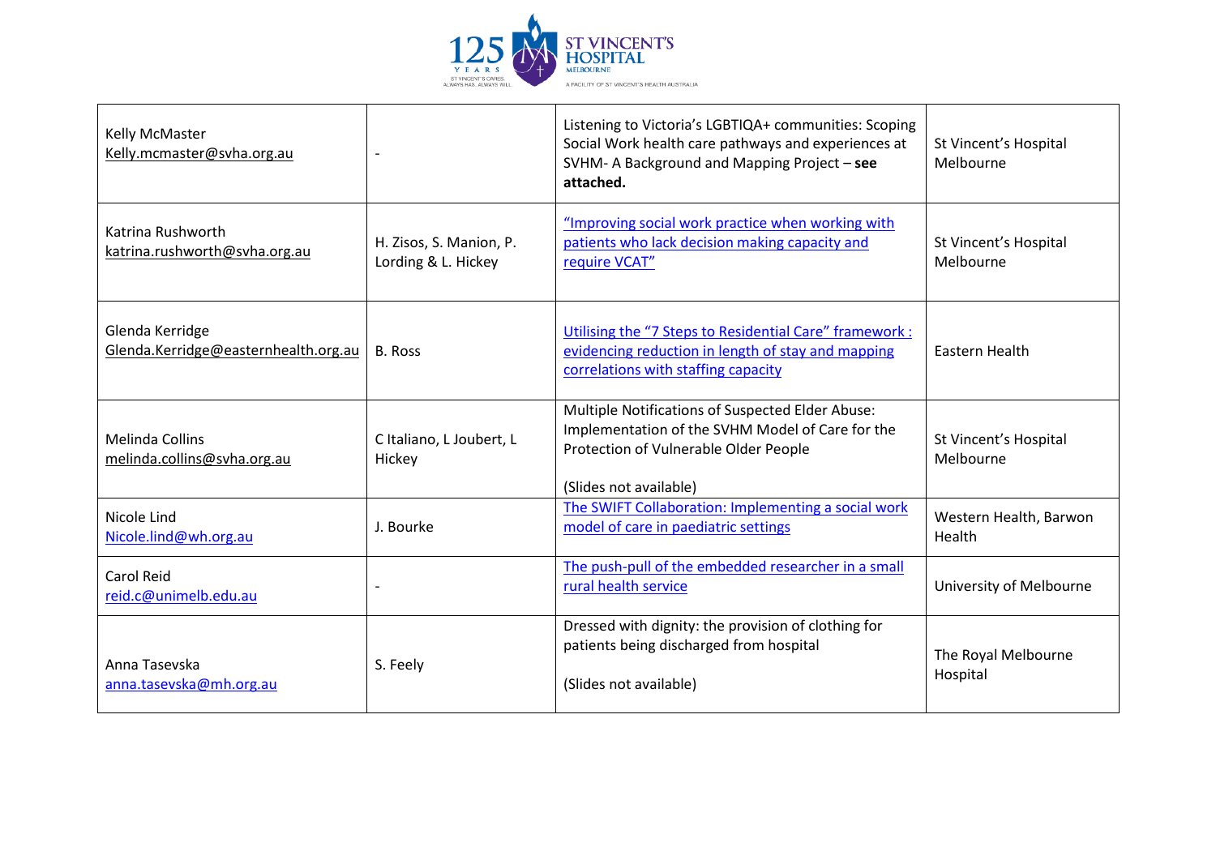| | | | |
|---|---|---|---|
| Kelly McMaster<br>Kelly.mcmaster@svha.org.au | - | Listening to Victoria's LGBTIQA+ communities: Scoping Social Work health care pathways and experiences at SVHM- A Background and Mapping Project – **see attached.** | St Vincent's Hospital Melbourne |
| Katrina Rushworth<br>katrina.rushworth@svha.org.au | H. Zisos, S. Manion, P. Lording & L. Hickey | "Improving social work practice when working with patients who lack decision making capacity and require VCAT" | St Vincent's Hospital Melbourne |
| Glenda Kerridge<br>Glenda.Kerridge@easternhealth.org.au | B. Ross | Utilising the "7 Steps to Residential Care" framework : evidencing reduction in length of stay and mapping correlations with staffing capacity | Eastern Health |
| Melinda Collins<br>melinda.collins@svha.org.au | C Italiano, L Joubert, L Hickey | Multiple Notifications of Suspected Elder Abuse: Implementation of the SVHM Model of Care for the Protection of Vulnerable Older People<br><br>(Slides not available) | St Vincent's Hospital Melbourne |
| Nicole Lind<br>Nicole.lind@wh.org.au | J. Bourke | The SWIFT Collaboration: Implementing a social work model of care in paediatric settings | Western Health, Barwon Health |
| Carol Reid<br>reid.c@unimelb.edu.au | - | The push-pull of the embedded researcher in a small rural health service | University of Melbourne |
| Anna Tasevska<br>anna.tasevska@mh.org.au | S. Feely | Dressed with dignity: the provision of clothing for patients being discharged from hospital<br><br>(Slides not available) | The Royal Melbourne Hospital |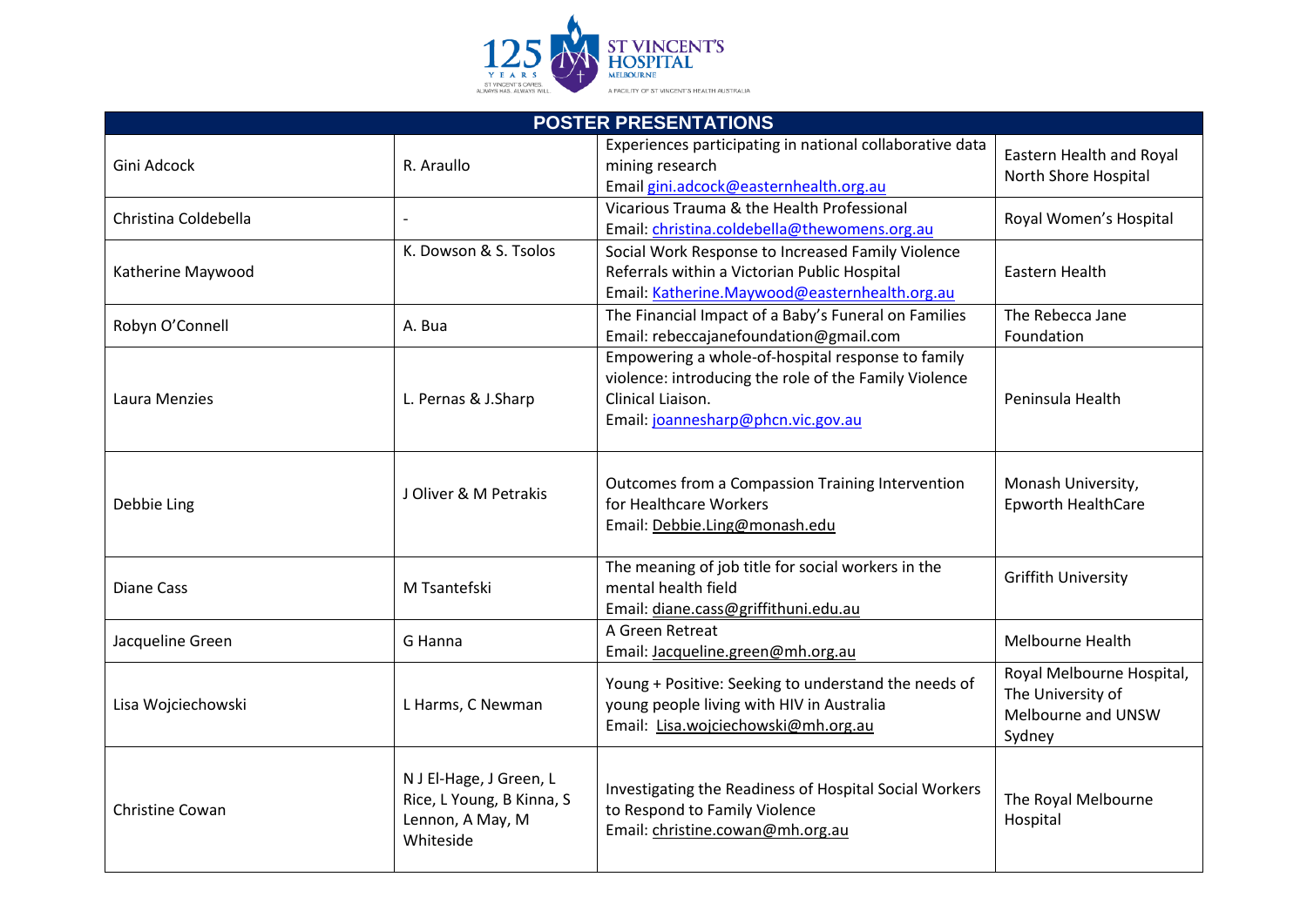| POSTER PRESENTATIONS | | | |
|---|---|---|---|
| Gini Adcock | R. Araullo | Experiences participating in national collaborative data mining research<br>Email gini.adcock@easternhealth.org.au | Eastern Health and Royal North Shore Hospital |
| Christina Coldebella | - | Vicarious Trauma & the Health Professional<br>Email: christina.coldebella@thewomens.org.au | Royal Women's Hospital |
| Katherine Maywood | K. Dowson & S. Tsolos | Social Work Response to Increased Family Violence Referrals within a Victorian Public Hospital<br>Email: Katherine.Maywood@easternhealth.org.au | Eastern Health |
| Robyn O'Connell | A. Bua | The Financial Impact of a Baby's Funeral on Families<br>Email: rebeccajanefoundation@gmail.com | The Rebecca Jane Foundation |
| Laura Menzies | L. Pernas & J.Sharp | Empowering a whole-of-hospital response to family violence: introducing the role of the Family Violence Clinical Liaison.<br>Email: joannesharp@phcn.vic.gov.au | Peninsula Health |
| Debbie Ling | J Oliver & M Petrakis | Outcomes from a Compassion Training Intervention for Healthcare Workers<br>Email: Debbie.Ling@monash.edu | Monash University, Epworth HealthCare |
| Diane Cass | M Tsantefski | The meaning of job title for social workers in the mental health field<br>Email: diane.cass@griffithuni.edu.au | Griffith University |
| Jacqueline Green | G Hanna | A Green Retreat<br>Email: Jacqueline.green@mh.org.au | Melbourne Health |
| Lisa Wojciechowski | L Harms, C Newman | Young + Positive: Seeking to understand the needs of young people living with HIV in Australia<br>Email: Lisa.wojciechowski@mh.org.au | Royal Melbourne Hospital, The University of Melbourne and UNSW Sydney |
| Christine Cowan | N J El-Hage, J Green, L Rice, L Young, B Kinna, S Lennon, A May, M Whiteside | Investigating the Readiness of Hospital Social Workers to Respond to Family Violence<br>Email: christine.cowan@mh.org.au | The Royal Melbourne Hospital |